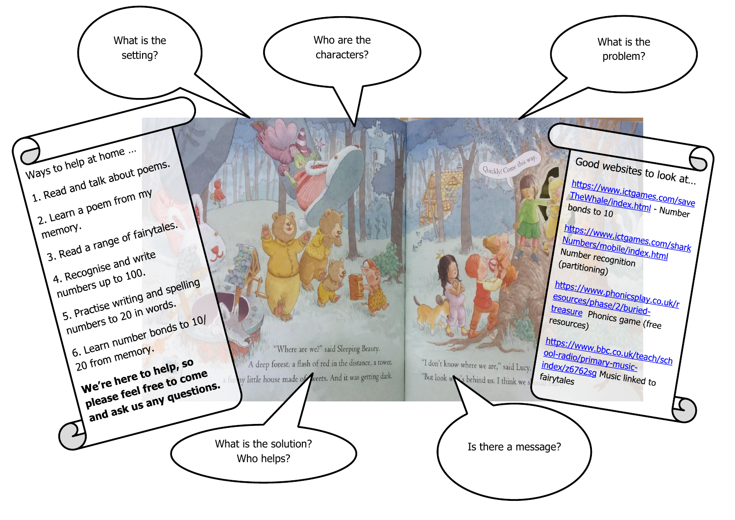What is the setting?

Who are the characters?

What is the problem?

Ways to help at home …

1. Read and talk about poems.
2. Learn a poem from my memory.
3. Read a range of fairytales.
4. Recognise and write numbers up to 100.
5. Practise writing and spelling numbers to 20 in words.
6. Learn number bonds to 10/ 20 from memory.

**We're here to help, so please feel free to come and ask us any questions.**

Good websites to look at…

https://www.ictgames.com/saveTheWhale/index.html - Number bonds to 10

https://www.ictgames.com/sharkNumbers/mobile/index.html Number recognition (partitioning)

https://www.phonicsplay.co.uk/resources/phase/2/buried-treasure Phonics game (free resources)

https://www.bbc.co.uk/teach/school-radio/primary-music-index/z6762sg Music linked to fairytales

"Where are we?" said Sleeping Beauty.

A deep forest, a flash of red in the distance, a tower, a funny little house made of sweets. And it was getting dark.

"Quickly! Come this way."

"I don't know where we are," said Lucy.

"But look what's behind us. I think we should hurry."

What is the solution? Who helps?

Is there a message?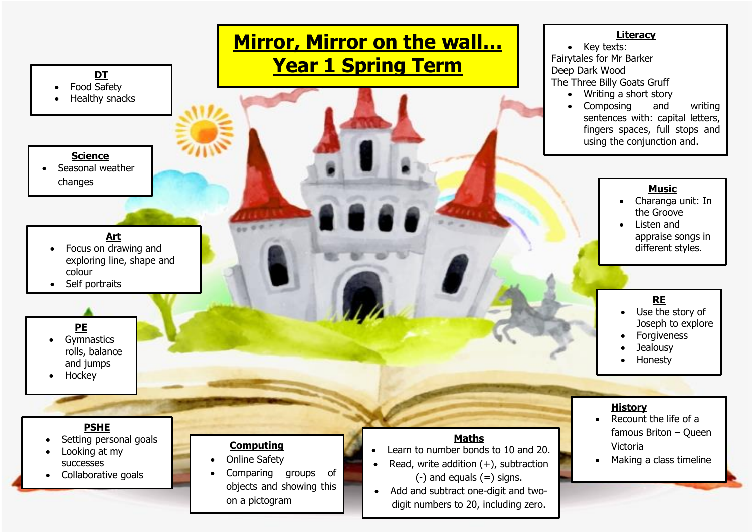# Mirror, Mirror on the wall… Year 1 Spring Term

## DT

- Food Safety
- Healthy snacks

## Science

- Seasonal weather changes

## Art

- Focus on drawing and exploring line, shape and colour
- Self portraits

## PE

- Gymnastics rolls, balance and jumps
- Hockey

## PSHE

- Setting personal goals
- Looking at my successes
- Collaborative goals

## Computing

- Online Safety
- Comparing groups of objects and showing this on a pictogram

## Maths

- Learn to number bonds to 10 and 20.
- Read, write addition (+), subtraction (-) and equals (=) signs.
- Add and subtract one-digit and two-digit numbers to 20, including zero.

## Literacy

- Key texts:

Fairytales for Mr Barker
Deep Dark Wood
The Three Billy Goats Gruff

- Writing a short story
- Composing and writing sentences with: capital letters, fingers spaces, full stops and using the conjunction and.

## Music

- Charanga unit: In the Groove
- Listen and appraise songs in different styles.

## RE

- Use the story of Joseph to explore
- Forgiveness
- Jealousy
- Honesty

## History

- Recount the life of a famous Briton – Queen Victoria
- Making a class timeline